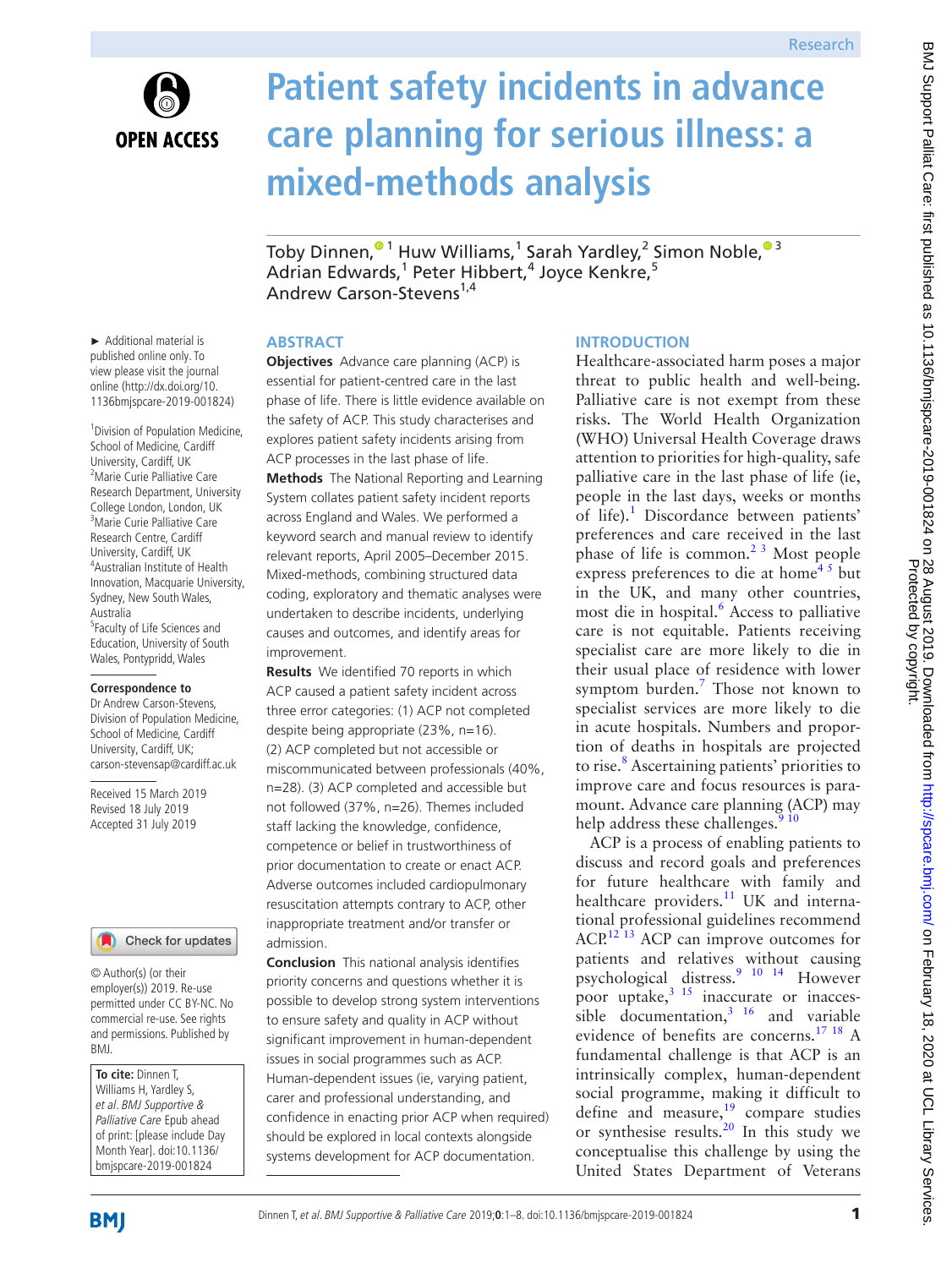Research

# Patient safety incidents in advance care planning for serious illness: a mixed-methods analysis

Toby Dinnen,[1] Huw Williams,[1] Sarah Yardley,[2] Simon Noble,[3] Adrian Edwards,[1] Peter Hibbert,[4] Joyce Kenkre,[5] Andrew Carson-Stevens[1,4]

► Additional material is published online only. To view please visit the journal online (http://dx.doi.org/10.1136bmjspcare-2019-001824)

[1]Division of Population Medicine, School of Medicine, Cardiff University, Cardiff, UK
[2]Marie Curie Palliative Care Research Department, University College London, London, UK
[3]Marie Curie Palliative Care Research Centre, Cardiff University, Cardiff, UK
[4]Australian Institute of Health Innovation, Macquarie University, Sydney, New South Wales, Australia
[5]Faculty of Life Sciences and Education, University of South Wales, Pontypridd, Wales

**Correspondence to**
Dr Andrew Carson-Stevens, Division of Population Medicine, School of Medicine, Cardiff University, Cardiff, UK; carson-stevensap@cardiff.ac.uk

Received 15 March 2019
Revised 18 July 2019
Accepted 31 July 2019

© Author(s) (or their employer(s)) 2019. Re-use permitted under CC BY-NC. No commercial re-use. See rights and permissions. Published by BMJ.

**To cite:** Dinnen T, Williams H, Yardley S, *et al*. *BMJ Supportive & Palliative Care* Epub ahead of print: [please include Day Month Year]. doi:10.1136/bmjspcare-2019-001824

## ABSTRACT

**Objectives** Advance care planning (ACP) is essential for patient-centred care in the last phase of life. There is little evidence available on the safety of ACP. This study characterises and explores patient safety incidents arising from ACP processes in the last phase of life.

**Methods** The National Reporting and Learning System collates patient safety incident reports across England and Wales. We performed a keyword search and manual review to identify relevant reports, April 2005–December 2015. Mixed-methods, combining structured data coding, exploratory and thematic analyses were undertaken to describe incidents, underlying causes and outcomes, and identify areas for improvement.

**Results** We identified 70 reports in which ACP caused a patient safety incident across three error categories: (1) ACP not completed despite being appropriate (23%, n=16). (2) ACP completed but not accessible or miscommunicated between professionals (40%, n=28). (3) ACP completed and accessible but not followed (37%, n=26). Themes included staff lacking the knowledge, confidence, competence or belief in trustworthiness of prior documentation to create or enact ACP. Adverse outcomes included cardiopulmonary resuscitation attempts contrary to ACP, other inappropriate treatment and/or transfer or admission.

**Conclusion** This national analysis identifies priority concerns and questions whether it is possible to develop strong system interventions to ensure safety and quality in ACP without significant improvement in human-dependent issues in social programmes such as ACP. Human-dependent issues (ie, varying patient, carer and professional understanding, and confidence in enacting prior ACP when required) should be explored in local contexts alongside systems development for ACP documentation.

## INTRODUCTION

Healthcare-associated harm poses a major threat to public health and well-being. Palliative care is not exempt from these risks. The World Health Organization (WHO) Universal Health Coverage draws attention to priorities for high-quality, safe palliative care in the last phase of life (ie, people in the last days, weeks or months of life).[1] Discordance between patients' preferences and care received in the last phase of life is common.[2 3] Most people express preferences to die at home[4 5] but in the UK, and many other countries, most die in hospital.[6] Access to palliative care is not equitable. Patients receiving specialist care are more likely to die in their usual place of residence with lower symptom burden.[7] Those not known to specialist services are more likely to die in acute hospitals. Numbers and proportion of deaths in hospitals are projected to rise.[8] Ascertaining patients' priorities to improve care and focus resources is paramount. Advance care planning (ACP) may help address these challenges.[9 10]

ACP is a process of enabling patients to discuss and record goals and preferences for future healthcare with family and healthcare providers.[11] UK and international professional guidelines recommend ACP.[12 13] ACP can improve outcomes for patients and relatives without causing psychological distress.[9 10 14] However poor uptake,[3 15] inaccurate or inaccessible documentation,[3 16] and variable evidence of benefits are concerns.[17 18] A fundamental challenge is that ACP is an intrinsically complex, human-dependent social programme, making it difficult to define and measure,[19] compare studies or synthesise results.[20] In this study we conceptualise this challenge by using the United States Department of Veterans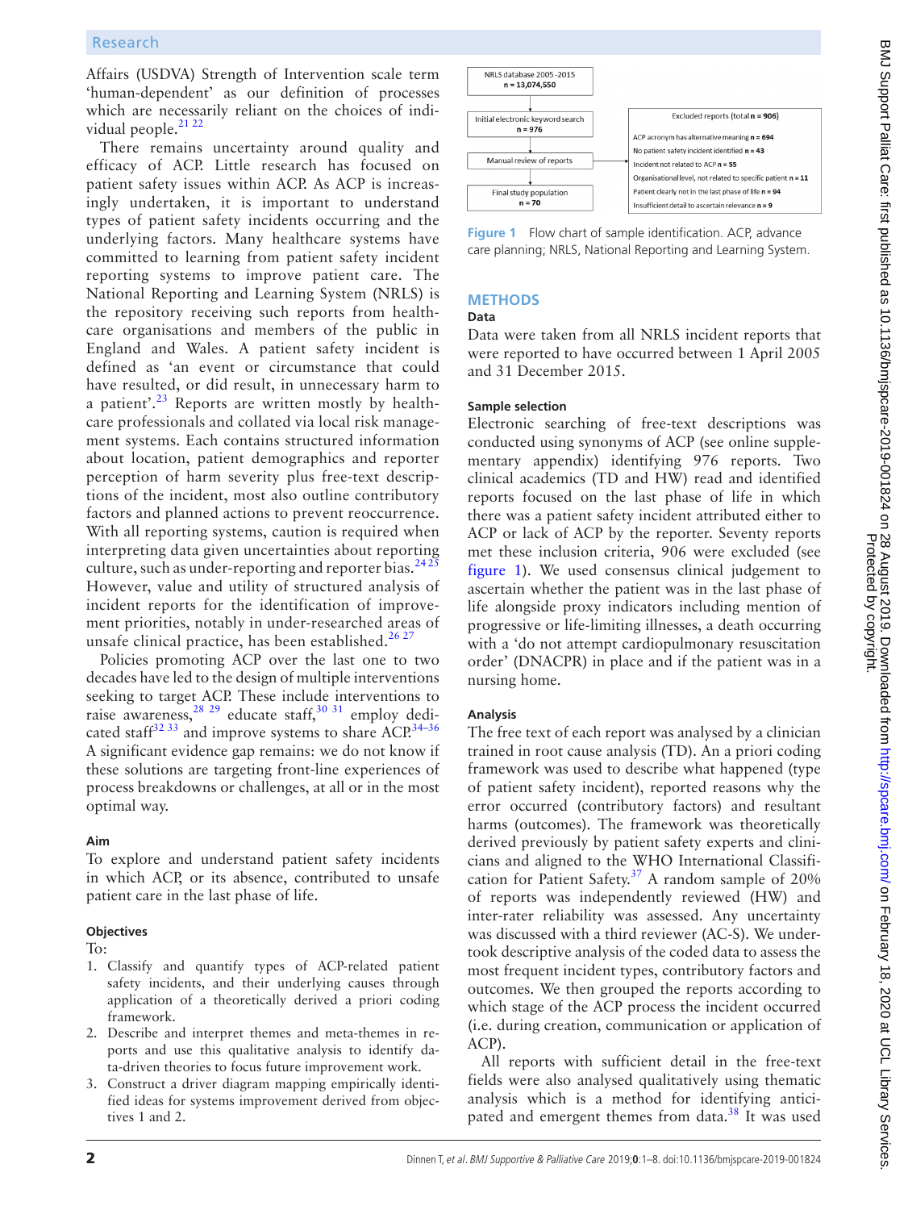Affairs (USDVA) Strength of Intervention scale term 'human-dependent' as our definition of processes which are necessarily reliant on the choices of individual people.[21,22]

There remains uncertainty around quality and efficacy of ACP. Little research has focused on patient safety issues within ACP. As ACP is increasingly undertaken, it is important to understand types of patient safety incidents occurring and the underlying factors. Many healthcare systems have committed to learning from patient safety incident reporting systems to improve patient care. The National Reporting and Learning System (NRLS) is the repository receiving such reports from healthcare organisations and members of the public in England and Wales. A patient safety incident is defined as 'an event or circumstance that could have resulted, or did result, in unnecessary harm to a patient'.[23] Reports are written mostly by healthcare professionals and collated via local risk management systems. Each contains structured information about location, patient demographics and reporter perception of harm severity plus free-text descriptions of the incident, most also outline contributory factors and planned actions to prevent reoccurrence. With all reporting systems, caution is required when interpreting data given uncertainties about reporting culture, such as under-reporting and reporter bias.[24,25] However, value and utility of structured analysis of incident reports for the identification of improvement priorities, notably in under-researched areas of unsafe clinical practice, has been established.[26,27]

Policies promoting ACP over the last one to two decades have led to the design of multiple interventions seeking to target ACP. These include interventions to raise awareness,[28,29] educate staff,[30,31] employ dedicated staff[32,33] and improve systems to share ACP.[34–36] A significant evidence gap remains: we do not know if these solutions are targeting front-line experiences of process breakdowns or challenges, at all or in the most optimal way.

### Aim

To explore and understand patient safety incidents in which ACP, or its absence, contributed to unsafe patient care in the last phase of life.

### Objectives

To:

1. Classify and quantify types of ACP-related patient safety incidents, and their underlying causes through application of a theoretically derived a priori coding framework.
2. Describe and interpret themes and meta-themes in reports and use this qualitative analysis to identify data-driven theories to focus future improvement work.
3. Construct a driver diagram mapping empirically identified ideas for systems improvement derived from objectives 1 and 2.

NRLS database 2005 -2015
n = 13,074,550

Initial electronic keyword search
n = 976

Manual review of reports

Final study population
n = 70

Excluded reports (total n = 906)
- ACP acronym has alternative meaning n = 694
- No patient safety incident identified n = 43
- Incident not related to ACP n = 55
- Organisational level, not related to specific patient n = 11
- Patient clearly not in the last phase of life n = 94
- Insufficient detail to ascertain relevance n = 9

**Figure 1** Flow chart of sample identification. ACP, advance care planning; NRLS, National Reporting and Learning System.

## METHODS

### Data

Data were taken from all NRLS incident reports that were reported to have occurred between 1 April 2005 and 31 December 2015.

### Sample selection

Electronic searching of free-text descriptions was conducted using synonyms of ACP (see online supplementary appendix) identifying 976 reports. Two clinical academics (TD and HW) read and identified reports focused on the last phase of life in which there was a patient safety incident attributed either to ACP or lack of ACP by the reporter. Seventy reports met these inclusion criteria, 906 were excluded (see figure 1). We used consensus clinical judgement to ascertain whether the patient was in the last phase of life alongside proxy indicators including mention of progressive or life-limiting illnesses, a death occurring with a 'do not attempt cardiopulmonary resuscitation order' (DNACPR) in place and if the patient was in a nursing home.

### Analysis

The free text of each report was analysed by a clinician trained in root cause analysis (TD). An a priori coding framework was used to describe what happened (type of patient safety incident), reported reasons why the error occurred (contributory factors) and resultant harms (outcomes). The framework was theoretically derived previously by patient safety experts and clinicians and aligned to the WHO International Classification for Patient Safety.[37] A random sample of 20% of reports was independently reviewed (HW) and inter-rater reliability was assessed. Any uncertainty was discussed with a third reviewer (AC-S). We undertook descriptive analysis of the coded data to assess the most frequent incident types, contributory factors and outcomes. We then grouped the reports according to which stage of the ACP process the incident occurred (i.e. during creation, communication or application of ACP).

All reports with sufficient detail in the free-text fields were also analysed qualitatively using thematic analysis which is a method for identifying anticipated and emergent themes from data.[38] It was used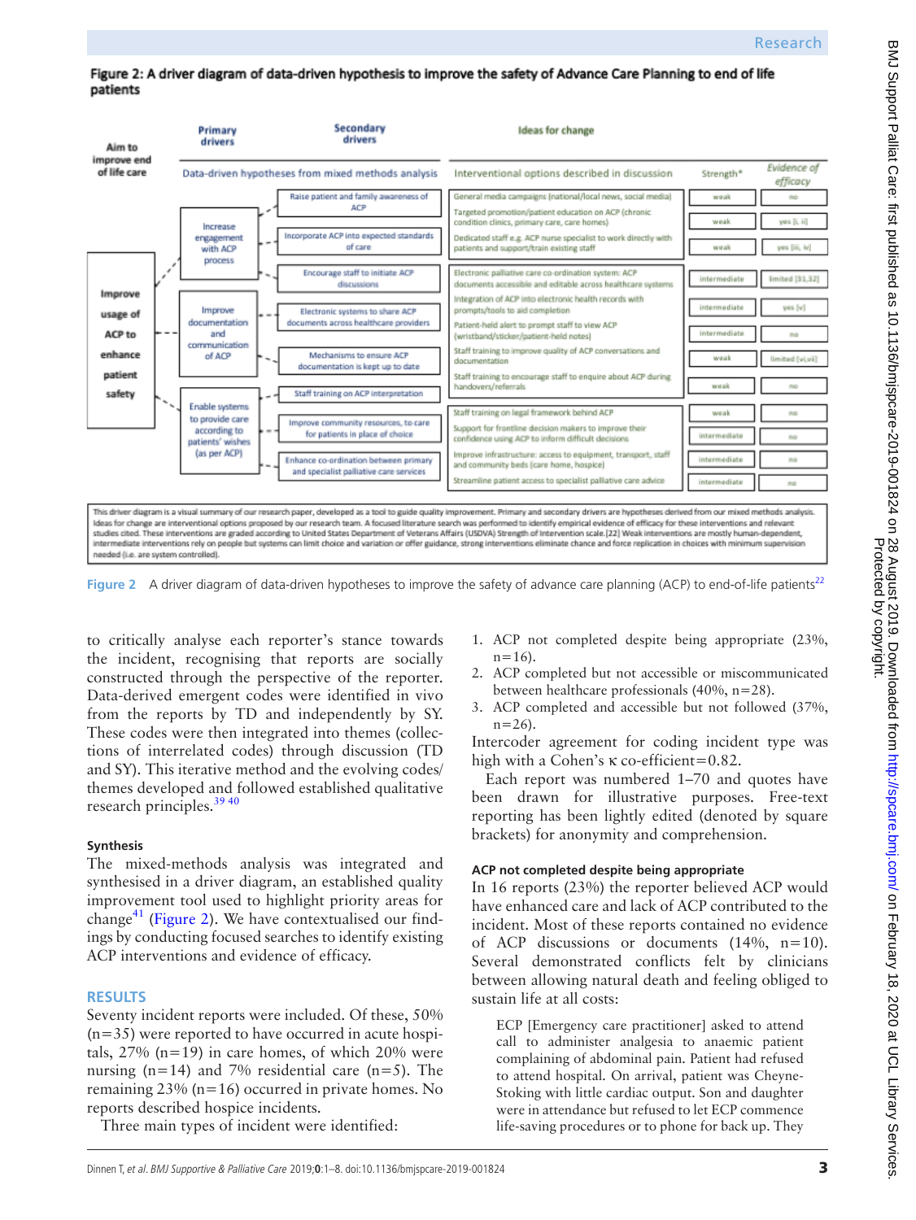**Figure 2: A driver diagram of data-driven hypothesis to improve the safety of Advance Care Planning to end of life patients**

| Aim to improve end of life care | Primary drivers | Secondary drivers | Ideas for change | | |
|---|---|---|---|---|---|
| | Data-driven hypotheses from mixed methods analysis | | Interventional options described in discussion | Strength* | Evidence of efficacy |
| Improve usage of ACP to enhance patient safety | Increase engagement with ACP process | Raise patient and family awareness of ACP | General media campaigns (national/local news, social media) | weak | no |
| | | | Targeted promotion/patient education on ACP (chronic condition clinics, primary care, care homes) | weak | yes [i, ii] |
| | | Incorporate ACP into expected standards of care | Dedicated staff e.g. ACP nurse specialist to work directly with patients and support/train existing staff | weak | yes [iii, iv] |
| | | Encourage staff to initiate ACP discussions | | | |
| | Improve documentation and communication of ACP | Electronic systems to share ACP documents across healthcare providers | Electronic palliative care co-ordination system: ACP documents accessible and editable across healthcare systems | intermediate | limited [31,32] |
| | | | Integration of ACP into electronic health records with prompts/tools to aid completion | intermediate | yes [v] |
| | | Mechanisms to ensure ACP documentation is kept up to date | Patient-held alert to prompt staff to view ACP (wristband/sticker/patient-held notes) | intermediate | no |
| | | | Staff training to improve quality of ACP conversations and documentation | weak | limited [vi,vii] |
| | | | Staff training to encourage staff to enquire about ACP during handovers/referrals | weak | no |
| | Enable systems to provide care according to patients' wishes (as per ACP) | Staff training on ACP interpretation | Staff training on legal framework behind ACP | weak | no |
| | | Improve community resources, to care for patients in place of choice | Support for frontline decision makers to improve their confidence using ACP to inform difficult decisions | intermediate | no |
| | | | Improve infrastructure: access to equipment, transport, staff and community beds (care home, hospice) | intermediate | no |
| | | Enhance co-ordination between primary and specialist palliative care services | Streamline patient access to specialist palliative care advice | intermediate | no |

This driver diagram is a visual summary of our research paper, developed as a tool to guide quality improvement. Primary and secondary drivers are hypotheses derived from our mixed methods analysis. Ideas for change are interventional options proposed by our research team. A focused literature search was performed to identify empirical evidence of efficacy for these interventions and relevant studies cited. These interventions are graded according to United States Department of Veterans Affairs (USDVA) Strength of Intervention scale.[22] Weak interventions are mostly human-dependent, intermediate interventions rely on people but systems can limit choice and variation or offer guidance, strong interventions eliminate chance and force replication in choices with minimum supervision needed (i.e. are system controlled).

**Figure 2** A driver diagram of data-driven hypotheses to improve the safety of advance care planning (ACP) to end-of-life patients[22]

to critically analyse each reporter's stance towards the incident, recognising that reports are socially constructed through the perspective of the reporter. Data-derived emergent codes were identified in vivo from the reports by TD and independently by SY. These codes were then integrated into themes (collections of interrelated codes) through discussion (TD and SY). This iterative method and the evolving codes/themes developed and followed established qualitative research principles.[39 40]

### Synthesis

The mixed-methods analysis was integrated and synthesised in a driver diagram, an established quality improvement tool used to highlight priority areas for change[41] (Figure 2). We have contextualised our findings by conducting focused searches to identify existing ACP interventions and evidence of efficacy.

## RESULTS

Seventy incident reports were included. Of these, 50% (n=35) were reported to have occurred in acute hospitals, 27% (n=19) in care homes, of which 20% were nursing (n=14) and 7% residential care (n=5). The remaining 23% (n=16) occurred in private homes. No reports described hospice incidents.

Three main types of incident were identified:

1. ACP not completed despite being appropriate (23%, n=16).
2. ACP completed but not accessible or miscommunicated between healthcare professionals (40%, n=28).
3. ACP completed and accessible but not followed (37%, n=26).

Intercoder agreement for coding incident type was high with a Cohen's κ co-efficient=0.82.

Each report was numbered 1–70 and quotes have been drawn for illustrative purposes. Free-text reporting has been lightly edited (denoted by square brackets) for anonymity and comprehension.

### ACP not completed despite being appropriate

In 16 reports (23%) the reporter believed ACP would have enhanced care and lack of ACP contributed to the incident. Most of these reports contained no evidence of ACP discussions or documents (14%, n=10). Several demonstrated conflicts felt by clinicians between allowing natural death and feeling obliged to sustain life at all costs:

> ECP [Emergency care practitioner] asked to attend call to administer analgesia to anaemic patient complaining of abdominal pain. Patient had refused to attend hospital. On arrival, patient was Cheyne-Stoking with little cardiac output. Son and daughter were in attendance but refused to let ECP commence life-saving procedures or to phone for back up. They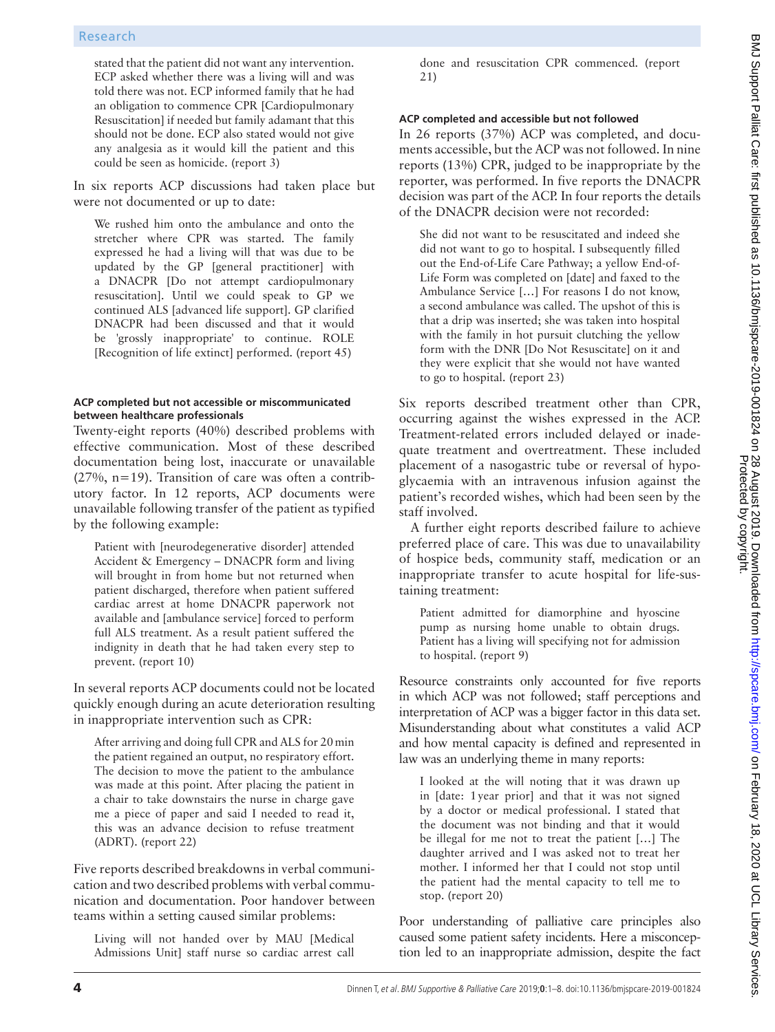stated that the patient did not want any intervention. ECP asked whether there was a living will and was told there was not. ECP informed family that he had an obligation to commence CPR [Cardiopulmonary Resuscitation] if needed but family adamant that this should not be done. ECP also stated would not give any analgesia as it would kill the patient and this could be seen as homicide. (report 3)

In six reports ACP discussions had taken place but were not documented or up to date:

> We rushed him onto the ambulance and onto the stretcher where CPR was started. The family expressed he had a living will that was due to be updated by the GP [general practitioner] with a DNACPR [Do not attempt cardiopulmonary resuscitation]. Until we could speak to GP we continued ALS [advanced life support]. GP clarified DNACPR had been discussed and that it would be 'grossly inappropriate' to continue. ROLE [Recognition of life extinct] performed. (report 45)

#### ACP completed but not accessible or miscommunicated between healthcare professionals

Twenty-eight reports (40%) described problems with effective communication. Most of these described documentation being lost, inaccurate or unavailable (27%, n=19). Transition of care was often a contributory factor. In 12 reports, ACP documents were unavailable following transfer of the patient as typified by the following example:

> Patient with [neurodegenerative disorder] attended Accident & Emergency – DNACPR form and living will brought in from home but not returned when patient discharged, therefore when patient suffered cardiac arrest at home DNACPR paperwork not available and [ambulance service] forced to perform full ALS treatment. As a result patient suffered the indignity in death that he had taken every step to prevent. (report 10)

In several reports ACP documents could not be located quickly enough during an acute deterioration resulting in inappropriate intervention such as CPR:

> After arriving and doing full CPR and ALS for 20 min the patient regained an output, no respiratory effort. The decision to move the patient to the ambulance was made at this point. After placing the patient in a chair to take downstairs the nurse in charge gave me a piece of paper and said I needed to read it, this was an advance decision to refuse treatment (ADRT). (report 22)

Five reports described breakdowns in verbal communication and two described problems with verbal communication and documentation. Poor handover between teams within a setting caused similar problems:

> Living will not handed over by MAU [Medical Admissions Unit] staff nurse so cardiac arrest call done and resuscitation CPR commenced. (report 21)

#### ACP completed and accessible but not followed

In 26 reports (37%) ACP was completed, and documents accessible, but the ACP was not followed. In nine reports (13%) CPR, judged to be inappropriate by the reporter, was performed. In five reports the DNACPR decision was part of the ACP. In four reports the details of the DNACPR decision were not recorded:

> She did not want to be resuscitated and indeed she did not want to go to hospital. I subsequently filled out the End-of-Life Care Pathway; a yellow End-of-Life Form was completed on [date] and faxed to the Ambulance Service […] For reasons I do not know, a second ambulance was called. The upshot of this is that a drip was inserted; she was taken into hospital with the family in hot pursuit clutching the yellow form with the DNR [Do Not Resuscitate] on it and they were explicit that she would not have wanted to go to hospital. (report 23)

Six reports described treatment other than CPR, occurring against the wishes expressed in the ACP. Treatment-related errors included delayed or inadequate treatment and overtreatment. These included placement of a nasogastric tube or reversal of hypoglycaemia with an intravenous infusion against the patient's recorded wishes, which had been seen by the staff involved.

A further eight reports described failure to achieve preferred place of care. This was due to unavailability of hospice beds, community staff, medication or an inappropriate transfer to acute hospital for life-sustaining treatment:

> Patient admitted for diamorphine and hyoscine pump as nursing home unable to obtain drugs. Patient has a living will specifying not for admission to hospital. (report 9)

Resource constraints only accounted for five reports in which ACP was not followed; staff perceptions and interpretation of ACP was a bigger factor in this data set. Misunderstanding about what constitutes a valid ACP and how mental capacity is defined and represented in law was an underlying theme in many reports:

> I looked at the will noting that it was drawn up in [date: 1 year prior] and that it was not signed by a doctor or medical professional. I stated that the document was not binding and that it would be illegal for me not to treat the patient […] The daughter arrived and I was asked not to treat her mother. I informed her that I could not stop until the patient had the mental capacity to tell me to stop. (report 20)

Poor understanding of palliative care principles also caused some patient safety incidents. Here a misconception led to an inappropriate admission, despite the fact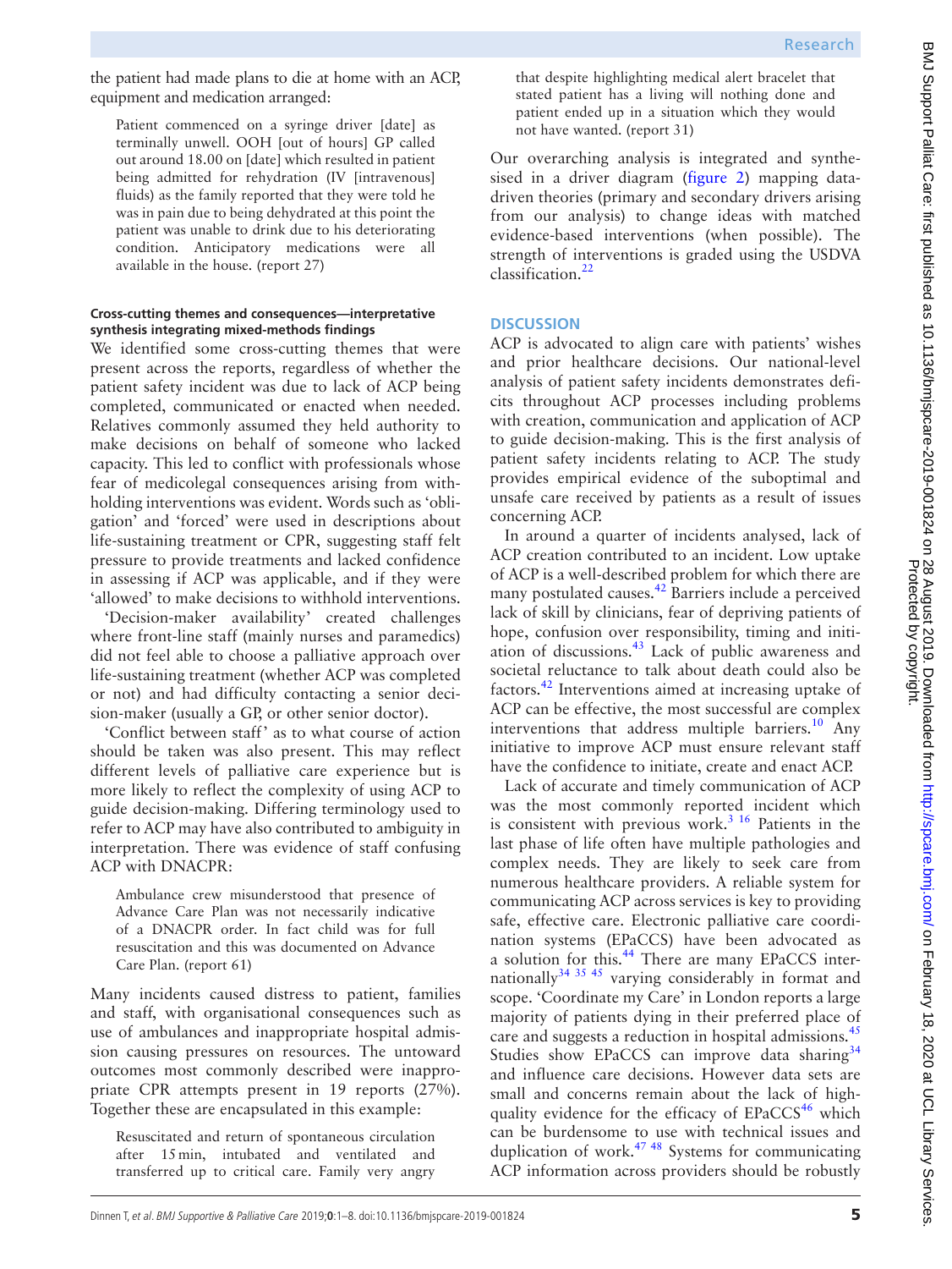the patient had made plans to die at home with an ACP, equipment and medication arranged:

> Patient commenced on a syringe driver [date] as terminally unwell. OOH [out of hours] GP called out around 18.00 on [date] which resulted in patient being admitted for rehydration (IV [intravenous] fluids) as the family reported that they were told he was in pain due to being dehydrated at this point the patient was unable to drink due to his deteriorating condition. Anticipatory medications were all available in the house. (report 27)

#### Cross-cutting themes and consequences—interpretative synthesis integrating mixed-methods findings

We identified some cross-cutting themes that were present across the reports, regardless of whether the patient safety incident was due to lack of ACP being completed, communicated or enacted when needed. Relatives commonly assumed they held authority to make decisions on behalf of someone who lacked capacity. This led to conflict with professionals whose fear of medicolegal consequences arising from withholding interventions was evident. Words such as 'obligation' and 'forced' were used in descriptions about life-sustaining treatment or CPR, suggesting staff felt pressure to provide treatments and lacked confidence in assessing if ACP was applicable, and if they were 'allowed' to make decisions to withhold interventions.

'Decision-maker availability' created challenges where front-line staff (mainly nurses and paramedics) did not feel able to choose a palliative approach over life-sustaining treatment (whether ACP was completed or not) and had difficulty contacting a senior decision-maker (usually a GP, or other senior doctor).

'Conflict between staff' as to what course of action should be taken was also present. This may reflect different levels of palliative care experience but is more likely to reflect the complexity of using ACP to guide decision-making. Differing terminology used to refer to ACP may have also contributed to ambiguity in interpretation. There was evidence of staff confusing ACP with DNACPR:

> Ambulance crew misunderstood that presence of Advance Care Plan was not necessarily indicative of a DNACPR order. In fact child was for full resuscitation and this was documented on Advance Care Plan. (report 61)

Many incidents caused distress to patient, families and staff, with organisational consequences such as use of ambulances and inappropriate hospital admission causing pressures on resources. The untoward outcomes most commonly described were inappropriate CPR attempts present in 19 reports (27%). Together these are encapsulated in this example:

> Resuscitated and return of spontaneous circulation after 15 min, intubated and ventilated and transferred up to critical care. Family very angry that despite highlighting medical alert bracelet that stated patient has a living will nothing done and patient ended up in a situation which they would not have wanted. (report 31)

Our overarching analysis is integrated and synthesised in a driver diagram (figure 2) mapping data-driven theories (primary and secondary drivers arising from our analysis) to change ideas with matched evidence-based interventions (when possible). The strength of interventions is graded using the USDVA classification.[22]

## DISCUSSION

ACP is advocated to align care with patients' wishes and prior healthcare decisions. Our national-level analysis of patient safety incidents demonstrates deficits throughout ACP processes including problems with creation, communication and application of ACP to guide decision-making. This is the first analysis of patient safety incidents relating to ACP. The study provides empirical evidence of the suboptimal and unsafe care received by patients as a result of issues concerning ACP.

In around a quarter of incidents analysed, lack of ACP creation contributed to an incident. Low uptake of ACP is a well-described problem for which there are many postulated causes.[42] Barriers include a perceived lack of skill by clinicians, fear of depriving patients of hope, confusion over responsibility, timing and initiation of discussions.[43] Lack of public awareness and societal reluctance to talk about death could also be factors.[42] Interventions aimed at increasing uptake of ACP can be effective, the most successful are complex interventions that address multiple barriers.[10] Any initiative to improve ACP must ensure relevant staff have the confidence to initiate, create and enact ACP.

Lack of accurate and timely communication of ACP was the most commonly reported incident which is consistent with previous work.[3,16] Patients in the last phase of life often have multiple pathologies and complex needs. They are likely to seek care from numerous healthcare providers. A reliable system for communicating ACP across services is key to providing safe, effective care. Electronic palliative care coordination systems (EPaCCS) have been advocated as a solution for this.[44] There are many EPaCCS internationally[34,35,45] varying considerably in format and scope. 'Coordinate my Care' in London reports a large majority of patients dying in their preferred place of care and suggests a reduction in hospital admissions.[45] Studies show EPaCCS can improve data sharing[34] and influence care decisions. However data sets are small and concerns remain about the lack of high-quality evidence for the efficacy of EPaCCS[46] which can be burdensome to use with technical issues and duplication of work.[47,48] Systems for communicating ACP information across providers should be robustly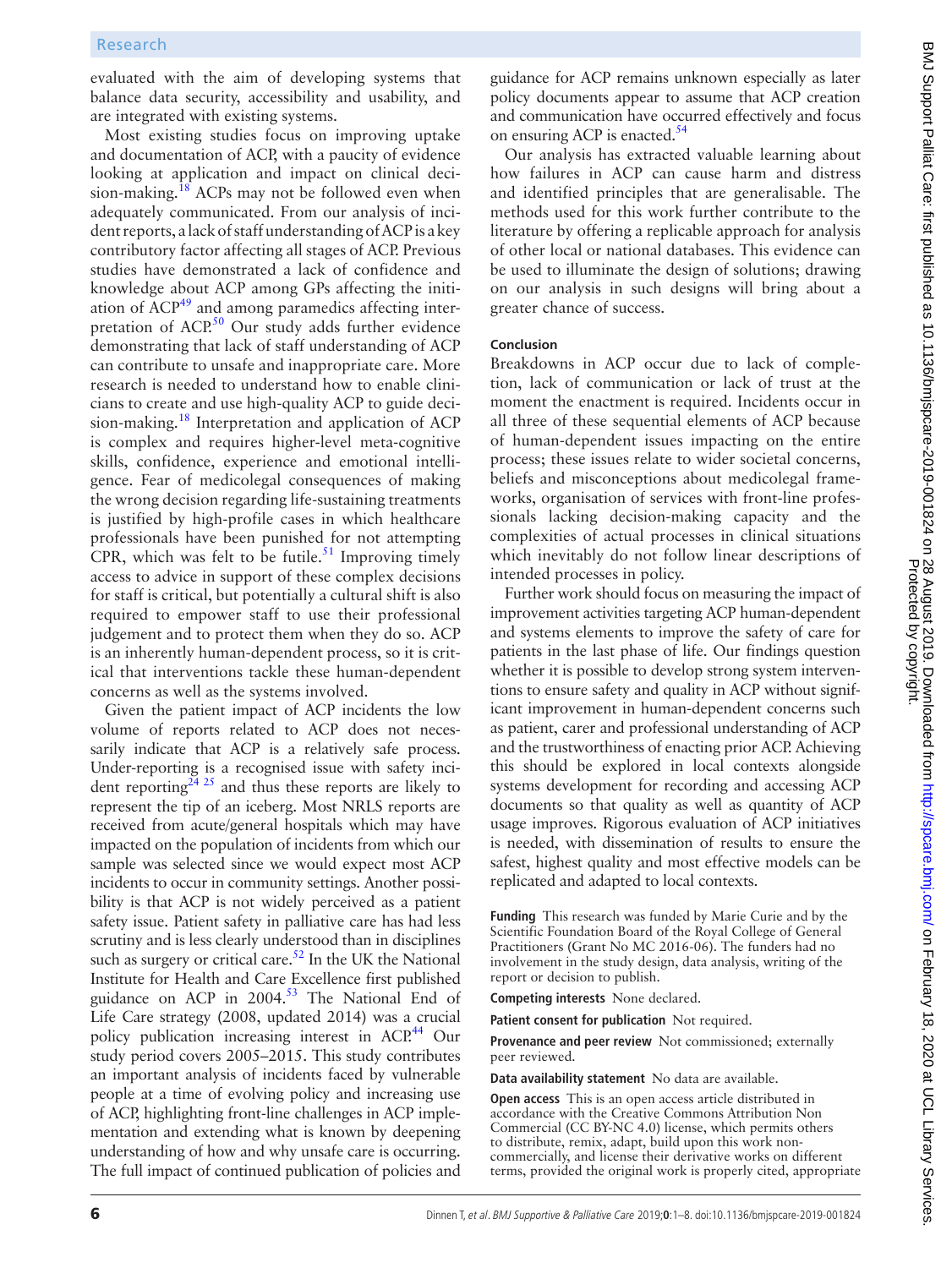evaluated with the aim of developing systems that balance data security, accessibility and usability, and are integrated with existing systems.

Most existing studies focus on improving uptake and documentation of ACP, with a paucity of evidence looking at application and impact on clinical decision-making.[18] ACPs may not be followed even when adequately communicated. From our analysis of incident reports, a lack of staff understanding of ACP is a key contributory factor affecting all stages of ACP. Previous studies have demonstrated a lack of confidence and knowledge about ACP among GPs affecting the initiation of ACP[49] and among paramedics affecting interpretation of ACP.[50] Our study adds further evidence demonstrating that lack of staff understanding of ACP can contribute to unsafe and inappropriate care. More research is needed to understand how to enable clinicians to create and use high-quality ACP to guide decision-making.[18] Interpretation and application of ACP is complex and requires higher-level meta-cognitive skills, confidence, experience and emotional intelligence. Fear of medicolegal consequences of making the wrong decision regarding life-sustaining treatments is justified by high-profile cases in which healthcare professionals have been punished for not attempting CPR, which was felt to be futile.[51] Improving timely access to advice in support of these complex decisions for staff is critical, but potentially a cultural shift is also required to empower staff to use their professional judgement and to protect them when they do so. ACP is an inherently human-dependent process, so it is critical that interventions tackle these human-dependent concerns as well as the systems involved.

Given the patient impact of ACP incidents the low volume of reports related to ACP does not necessarily indicate that ACP is a relatively safe process. Under-reporting is a recognised issue with safety incident reporting[24 25] and thus these reports are likely to represent the tip of an iceberg. Most NRLS reports are received from acute/general hospitals which may have impacted on the population of incidents from which our sample was selected since we would expect most ACP incidents to occur in community settings. Another possibility is that ACP is not widely perceived as a patient safety issue. Patient safety in palliative care has had less scrutiny and is less clearly understood than in disciplines such as surgery or critical care.[52] In the UK the National Institute for Health and Care Excellence first published guidance on ACP in 2004.[53] The National End of Life Care strategy (2008, updated 2014) was a crucial policy publication increasing interest in ACP.[44] Our study period covers 2005–2015. This study contributes an important analysis of incidents faced by vulnerable people at a time of evolving policy and increasing use of ACP, highlighting front-line challenges in ACP implementation and extending what is known by deepening understanding of how and why unsafe care is occurring. The full impact of continued publication of policies and guidance for ACP remains unknown especially as later policy documents appear to assume that ACP creation and communication have occurred effectively and focus on ensuring ACP is enacted.[54]

Our analysis has extracted valuable learning about how failures in ACP can cause harm and distress and identified principles that are generalisable. The methods used for this work further contribute to the literature by offering a replicable approach for analysis of other local or national databases. This evidence can be used to illuminate the design of solutions; drawing on our analysis in such designs will bring about a greater chance of success.

### Conclusion

Breakdowns in ACP occur due to lack of completion, lack of communication or lack of trust at the moment the enactment is required. Incidents occur in all three of these sequential elements of ACP because of human-dependent issues impacting on the entire process; these issues relate to wider societal concerns, beliefs and misconceptions about medicolegal frameworks, organisation of services with front-line professionals lacking decision-making capacity and the complexities of actual processes in clinical situations which inevitably do not follow linear descriptions of intended processes in policy.

Further work should focus on measuring the impact of improvement activities targeting ACP human-dependent and systems elements to improve the safety of care for patients in the last phase of life. Our findings question whether it is possible to develop strong system interventions to ensure safety and quality in ACP without significant improvement in human-dependent concerns such as patient, carer and professional understanding of ACP and the trustworthiness of enacting prior ACP. Achieving this should be explored in local contexts alongside systems development for recording and accessing ACP documents so that quality as well as quantity of ACP usage improves. Rigorous evaluation of ACP initiatives is needed, with dissemination of results to ensure the safest, highest quality and most effective models can be replicated and adapted to local contexts.

**Funding** This research was funded by Marie Curie and by the Scientific Foundation Board of the Royal College of General Practitioners (Grant No MC 2016-06). The funders had no involvement in the study design, data analysis, writing of the report or decision to publish.

**Competing interests** None declared.

**Patient consent for publication** Not required.

**Provenance and peer review** Not commissioned; externally peer reviewed.

**Data availability statement** No data are available.

**Open access** This is an open access article distributed in accordance with the Creative Commons Attribution Non Commercial (CC BY-NC 4.0) license, which permits others to distribute, remix, adapt, build upon this work non-commercially, and license their derivative works on different terms, provided the original work is properly cited, appropriate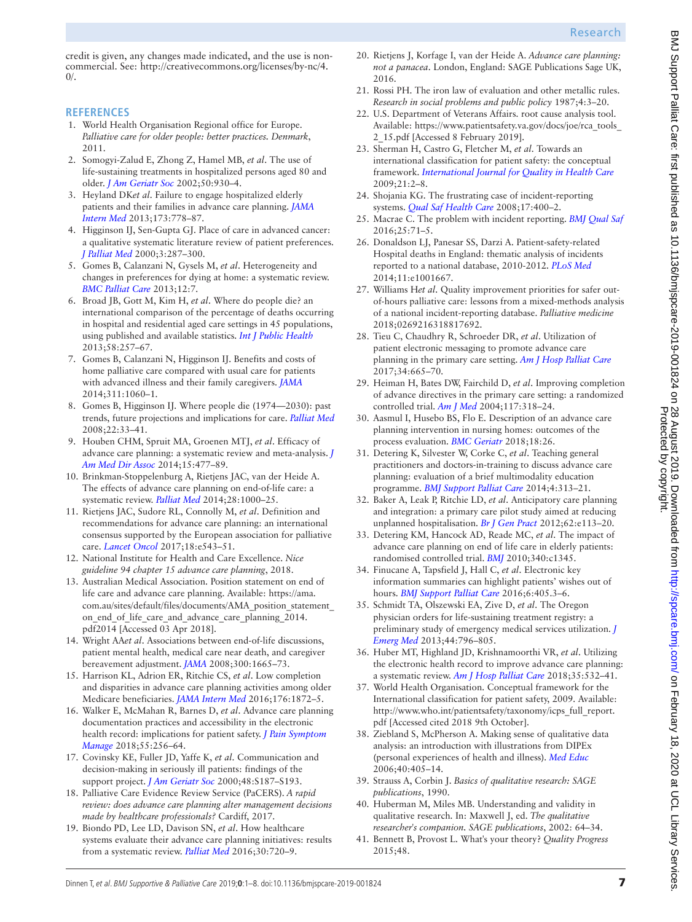credit is given, any changes made indicated, and the use is non-commercial. See: http://creativecommons.org/licenses/by-nc/4.0/.

## REFERENCES

1. World Health Organisation Regional office for Europe. *Palliative care for older people: better practices. Denmark*, 2011.
2. Somogyi-Zalud E, Zhong Z, Hamel MB, *et al*. The use of life-sustaining treatments in hospitalized persons aged 80 and older. *J Am Geriatr Soc* 2002;50:930–4.
3. Heyland DK*et al*. Failure to engage hospitalized elderly patients and their families in advance care planning. *JAMA Intern Med* 2013;173:778–87.
4. Higginson IJ, Sen-Gupta GJ. Place of care in advanced cancer: a qualitative systematic literature review of patient preferences. *J Palliat Med* 2000;3:287–300.
5. Gomes B, Calanzani N, Gysels M, *et al*. Heterogeneity and changes in preferences for dying at home: a systematic review. *BMC Palliat Care* 2013;12:7.
6. Broad JB, Gott M, Kim H, *et al*. Where do people die? an international comparison of the percentage of deaths occurring in hospital and residential aged care settings in 45 populations, using published and available statistics. *Int J Public Health* 2013;58:257–67.
7. Gomes B, Calanzani N, Higginson IJ. Benefits and costs of home palliative care compared with usual care for patients with advanced illness and their family caregivers. *JAMA* 2014;311:1060–1.
8. Gomes B, Higginson IJ. Where people die (1974—2030): past trends, future projections and implications for care. *Palliat Med* 2008;22:33–41.
9. Houben CHM, Spruit MA, Groenen MTJ, *et al*. Efficacy of advance care planning: a systematic review and meta-analysis. *J Am Med Dir Assoc* 2014;15:477–89.
10. Brinkman-Stoppelenburg A, Rietjens JAC, van der Heide A. The effects of advance care planning on end-of-life care: a systematic review. *Palliat Med* 2014;28:1000–25.
11. Rietjens JAC, Sudore RL, Connolly M, *et al*. Definition and recommendations for advance care planning: an international consensus supported by the European association for palliative care. *Lancet Oncol* 2017;18:e543–51.
12. National Institute for Health and Care Excellence. *Nice guideline 94 chapter 15 advance care planning*, 2018.
13. Australian Medical Association. Position statement on end of life care and advance care planning. Available: https://ama.com.au/sites/default/files/documents/AMA_position_statement_on_end_of_life_care_and_advance_care_planning_2014.pdf2014 [Accessed 03 Apr 2018].
14. Wright AA*et al*. Associations between end-of-life discussions, patient mental health, medical care near death, and caregiver bereavement adjustment. *JAMA* 2008;300:1665–73.
15. Harrison KL, Adrion ER, Ritchie CS, *et al*. Low completion and disparities in advance care planning activities among older Medicare beneficiaries. *JAMA Intern Med* 2016;176:1872–5.
16. Walker E, McMahan R, Barnes D, *et al*. Advance care planning documentation practices and accessibility in the electronic health record: implications for patient safety. *J Pain Symptom Manage* 2018;55:256–64.
17. Covinsky KE, Fuller JD, Yaffe K, *et al*. Communication and decision-making in seriously ill patients: findings of the support project. *J Am Geriatr Soc* 2000;48:S187–S193.
18. Palliative Care Evidence Review Service (PaCERS). *A rapid review: does advance care planning alter management decisions made by healthcare professionals?* Cardiff, 2017.
19. Biondo PD, Lee LD, Davison SN, *et al*. How healthcare systems evaluate their advance care planning initiatives: results from a systematic review. *Palliat Med* 2016;30:720–9.
20. Rietjens J, Korfage I, van der Heide A. *Advance care planning: not a panacea*. London, England: SAGE Publications Sage UK, 2016.
21. Rossi PH. The iron law of evaluation and other metallic rules. *Research in social problems and public policy* 1987;4:3–20.
22. U.S. Department of Veterans Affairs. root cause analysis tool. Available: https://www.patientsafety.va.gov/docs/joe/rca_tools_2_15.pdf [Accessed 8 February 2019].
23. Sherman H, Castro G, Fletcher M, *et al*. Towards an international classification for patient safety: the conceptual framework. *International Journal for Quality in Health Care* 2009;21:2–8.
24. Shojania KG. The frustrating case of incident-reporting systems. *Qual Saf Health Care* 2008;17:400–2.
25. Macrae C. The problem with incident reporting. *BMJ Qual Saf* 2016;25:71–5.
26. Donaldson LJ, Panesar SS, Darzi A. Patient-safety-related Hospital deaths in England: thematic analysis of incidents reported to a national database, 2010-2012. *PLoS Med* 2014;11:e1001667.
27. Williams H*et al*. Quality improvement priorities for safer out-of-hours palliative care: lessons from a mixed-methods analysis of a national incident-reporting database. *Palliative medicine* 2018;0269216318817692.
28. Tieu C, Chaudhry R, Schroeder DR, *et al*. Utilization of patient electronic messaging to promote advance care planning in the primary care setting. *Am J Hosp Palliat Care* 2017;34:665–70.
29. Heiman H, Bates DW, Fairchild D, *et al*. Improving completion of advance directives in the primary care setting: a randomized controlled trial. *Am J Med* 2004;117:318–24.
30. Aasmul I, Husebo BS, Flo E. Description of an advance care planning intervention in nursing homes: outcomes of the process evaluation. *BMC Geriatr* 2018;18:26.
31. Detering K, Silvester W, Corke C, *et al*. Teaching general practitioners and doctors-in-training to discuss advance care planning: evaluation of a brief multimodality education programme. *BMJ Support Palliat Care* 2014;4:313–21.
32. Baker A, Leak P, Ritchie LD, *et al*. Anticipatory care planning and integration: a primary care pilot study aimed at reducing unplanned hospitalisation. *Br J Gen Pract* 2012;62:e113–20.
33. Detering KM, Hancock AD, Reade MC, *et al*. The impact of advance care planning on end of life care in elderly patients: randomised controlled trial. *BMJ* 2010;340:c1345.
34. Finucane A, Tapsfield J, Hall C, *et al*. Electronic key information summaries can highlight patients' wishes out of hours. *BMJ Support Palliat Care* 2016;6:405.3–6.
35. Schmidt TA, Olszewski EA, Zive D, *et al*. The Oregon physician orders for life-sustaining treatment registry: a preliminary study of emergency medical services utilization. *J Emerg Med* 2013;44:796–805.
36. Huber MT, Highland JD, Krishnamoorthi VR, *et al*. Utilizing the electronic health record to improve advance care planning: a systematic review. *Am J Hosp Palliat Care* 2018;35:532–41.
37. World Health Organisation. Conceptual framework for the International classification for patient safety, 2009. Available: http://www.who.int/patientsafety/taxonomy/icps_full_report.pdf [Accessed cited 2018 9th October].
38. Ziebland S, McPherson A. Making sense of qualitative data analysis: an introduction with illustrations from DIPEx (personal experiences of health and illness). *Med Educ* 2006;40:405–14.
39. Strauss A, Corbin J. *Basics of qualitative research: SAGE publications*, 1990.
40. Huberman M, Miles MB. Understanding and validity in qualitative research. In: Maxwell J, ed. *The qualitative researcher's companion. SAGE publications*, 2002: 64–34.
41. Bennett B, Provost L. What's your theory? *Quality Progress* 2015;48.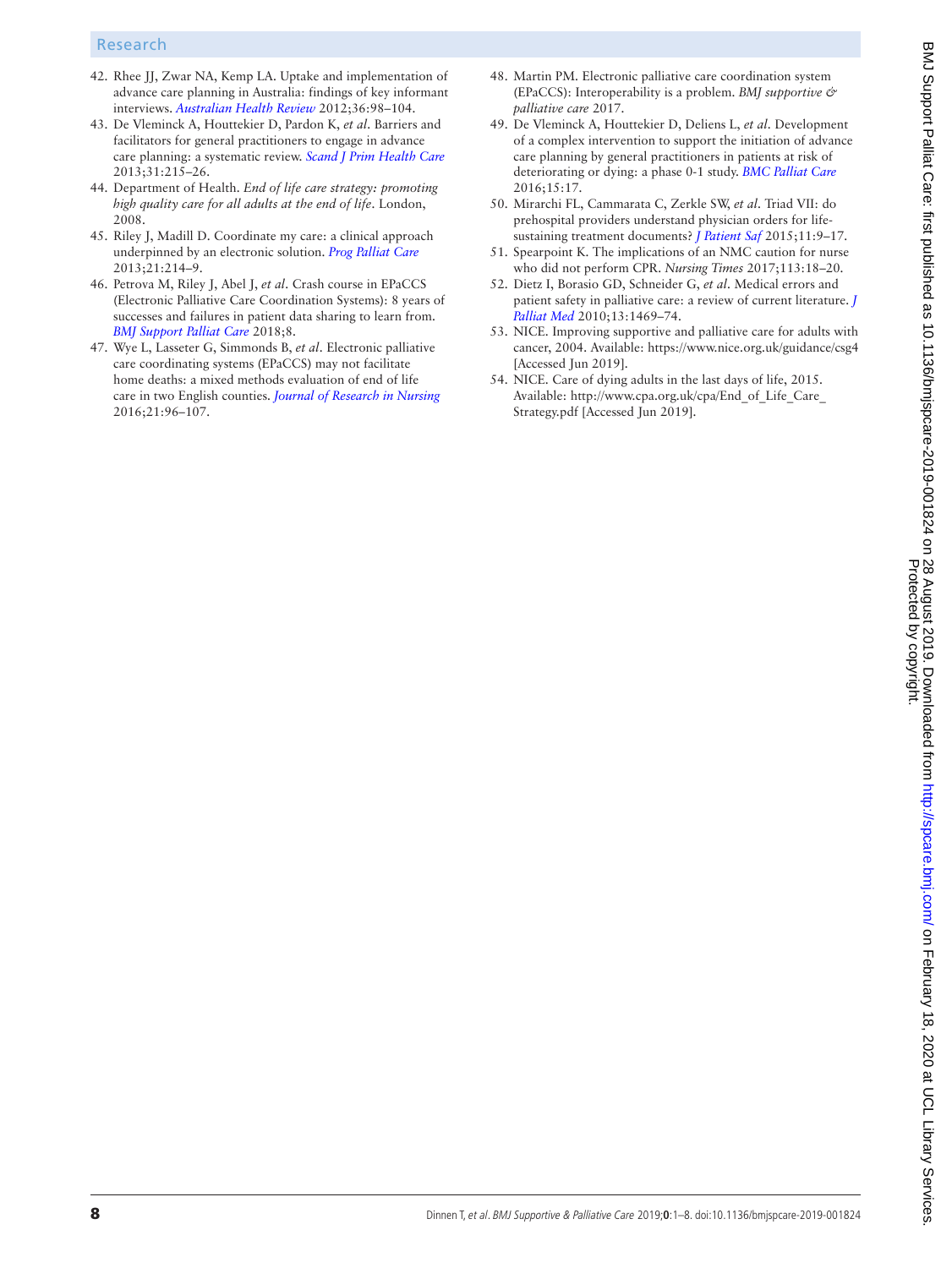42. Rhee JJ, Zwar NA, Kemp LA. Uptake and implementation of advance care planning in Australia: findings of key informant interviews. *Australian Health Review* 2012;36:98–104.
43. De Vleminck A, Houttekier D, Pardon K, *et al*. Barriers and facilitators for general practitioners to engage in advance care planning: a systematic review. *Scand J Prim Health Care* 2013;31:215–26.
44. Department of Health. *End of life care strategy: promoting high quality care for all adults at the end of life*. London, 2008.
45. Riley J, Madill D. Coordinate my care: a clinical approach underpinned by an electronic solution. *Prog Palliat Care* 2013;21:214–9.
46. Petrova M, Riley J, Abel J, *et al*. Crash course in EPaCCS (Electronic Palliative Care Coordination Systems): 8 years of successes and failures in patient data sharing to learn from. *BMJ Support Palliat Care* 2018;8.
47. Wye L, Lasseter G, Simmonds B, *et al*. Electronic palliative care coordinating systems (EPaCCS) may not facilitate home deaths: a mixed methods evaluation of end of life care in two English counties. *Journal of Research in Nursing* 2016;21:96–107.
48. Martin PM. Electronic palliative care coordination system (EPaCCS): Interoperability is a problem. *BMJ supportive & palliative care* 2017.
49. De Vleminck A, Houttekier D, Deliens L, *et al*. Development of a complex intervention to support the initiation of advance care planning by general practitioners in patients at risk of deteriorating or dying: a phase 0-1 study. *BMC Palliat Care* 2016;15:17.
50. Mirarchi FL, Cammarata C, Zerkle SW, *et al*. Triad VII: do prehospital providers understand physician orders for life-sustaining treatment documents? *J Patient Saf* 2015;11:9–17.
51. Spearpoint K. The implications of an NMC caution for nurse who did not perform CPR. *Nursing Times* 2017;113:18–20.
52. Dietz I, Borasio GD, Schneider G, *et al*. Medical errors and patient safety in palliative care: a review of current literature. *J Palliat Med* 2010;13:1469–74.
53. NICE. Improving supportive and palliative care for adults with cancer, 2004. Available: https://www.nice.org.uk/guidance/csg4 [Accessed Jun 2019].
54. NICE. Care of dying adults in the last days of life, 2015. Available: http://www.cpa.org.uk/cpa/End_of_Life_Care_Strategy.pdf [Accessed Jun 2019].